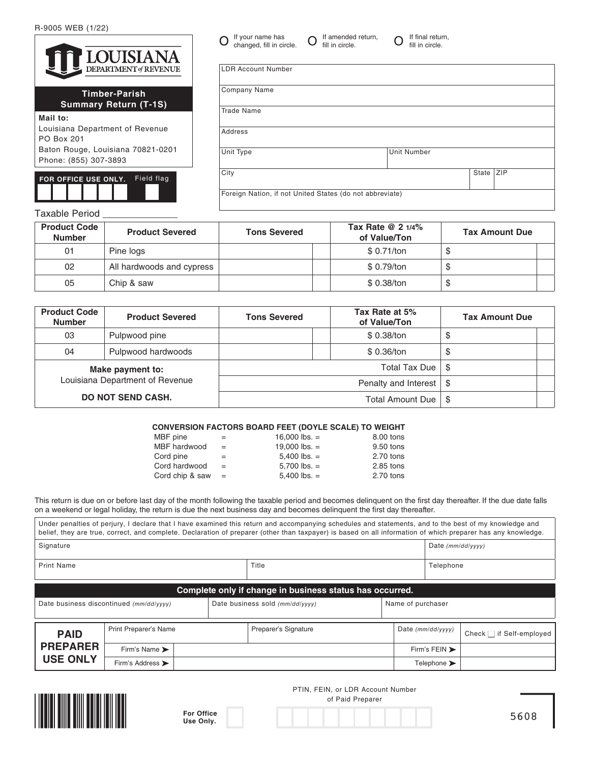R-9005 WEB (1/22)

**LOUISIANA DEPARTMENT of REVENUE**

## Timber-Parish Summary Return (T-1S)

**Mail to:**
Louisiana Department of Revenue
PO Box 201
Baton Rouge, Louisiana 70821-0201
Phone: (855) 307-3893

FOR OFFICE USE ONLY. Field flag

O If your name has changed, fill in circle.
O If amended return, fill in circle.
O If final return, fill in circle.

| LDR Account Number | | |
|---|---|---|
| Company Name | | |
| Trade Name | | |
| Address | | |
| Unit Type | Unit Number | |
| City | State | ZIP |
| Foreign Nation, if not United States (do not abbreviate) | | |

Taxable Period ______________

| Product Code Number | Product Severed | Tons Severed | Tax Rate @ 2 1/4% of Value/Ton | Tax Amount Due |
|---|---|---|---|---|
| 01 | Pine logs | | $ 0.71/ton | $ |
| 02 | All hardwoods and cypress | | $ 0.79/ton | $ |
| 05 | Chip & saw | | $ 0.38/ton | $ |

| Product Code Number | Product Severed | Tons Severed | Tax Rate at 5% of Value/Ton | Tax Amount Due |
|---|---|---|---|---|
| 03 | Pulpwood pine | | $ 0.38/ton | $ |
| 04 | Pulpwood hardwoods | | $ 0.36/ton | $ |
| **Make payment to:** Louisiana Department of Revenue | | | Total Tax Due | $ |
| | | | Penalty and Interest | $ |
| **DO NOT SEND CASH.** | | | Total Amount Due | $ |

**CONVERSION FACTORS BOARD FEET (DOYLE SCALE) TO WEIGHT**

| | | | | |
|---|---|---|---|---|
| MBF pine | = | 16,000 lbs. | = | 8.00 tons |
| MBF hardwood | = | 19,000 lbs. | = | 9.50 tons |
| Cord pine | = | 5,400 lbs. | = | 2.70 tons |
| Cord hardwood | = | 5,700 lbs. | = | 2.85 tons |
| Cord chip & saw | = | 5,400 lbs. | = | 2.70 tons |

This return is due on or before last day of the month following the taxable period and becomes delinquent on the first day thereafter. If the due date falls on a weekend or legal holiday, the return is due the next business day and becomes delinquent the first day thereafter.

Under penalties of perjury, I declare that I have examined this return and accompanying schedules and statements, and to the best of my knowledge and belief, they are true, correct, and complete. Declaration of preparer (other than taxpayer) is based on all information of which preparer has any knowledge.

| Signature | | Date *(mm/dd/yyyy)* |
|---|---|---|
| Print Name | Title | Telephone |

**Complete only if change in business status has occurred.**

| Date business discontinued *(mm/dd/yyyy)* | Date business sold *(mm/dd/yyyy)* | Name of purchaser |
|---|---|---|
| | | |

| **PAID PREPARER USE ONLY** | Print Preparer's Name | Preparer's Signature | Date *(mm/dd/yyyy)* | Check ☐ if Self-employed |
|---|---|---|---|---|
| | Firm's Name ➤ | | Firm's FEIN ➤ | |
| | Firm's Address ➤ | | Telephone ➤ | |

For Office Use Only.

PTIN, FEIN, or LDR Account Number of Paid Preparer

5608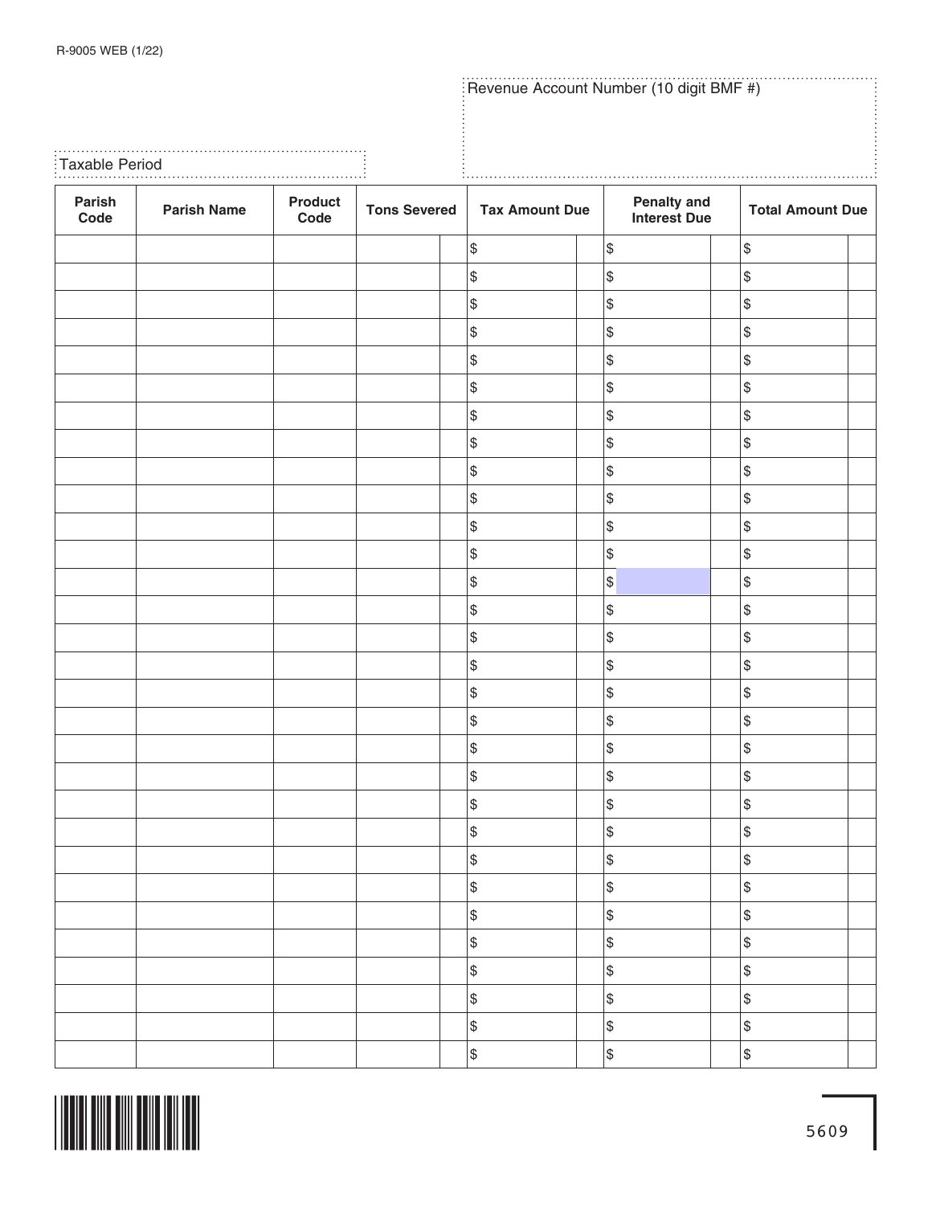R-9005 WEB (1/22)

Revenue Account Number (10 digit BMF #)

Taxable Period

| Parish Code | Parish Name | Product Code | Tons Severed | Tax Amount Due | Penalty and Interest Due | Total Amount Due |
|---|---|---|---|---|---|---|
| | | | | $ | $ | $ |
| | | | | $ | $ | $ |
| | | | | $ | $ | $ |
| | | | | $ | $ | $ |
| | | | | $ | $ | $ |
| | | | | $ | $ | $ |
| | | | | $ | $ | $ |
| | | | | $ | $ | $ |
| | | | | $ | $ | $ |
| | | | | $ | $ | $ |
| | | | | $ | $ | $ |
| | | | | $ | $ | $ |
| | | | | $ | $ | $ |
| | | | | $ | $ | $ |
| | | | | $ | $ | $ |
| | | | | $ | $ | $ |
| | | | | $ | $ | $ |
| | | | | $ | $ | $ |
| | | | | $ | $ | $ |
| | | | | $ | $ | $ |
| | | | | $ | $ | $ |
| | | | | $ | $ | $ |
| | | | | $ | $ | $ |
| | | | | $ | $ | $ |
| | | | | $ | $ | $ |
| | | | | $ | $ | $ |
| | | | | $ | $ | $ |
| | | | | $ | $ | $ |
| | | | | $ | $ | $ |
| | | | | $ | $ | $ |

5609